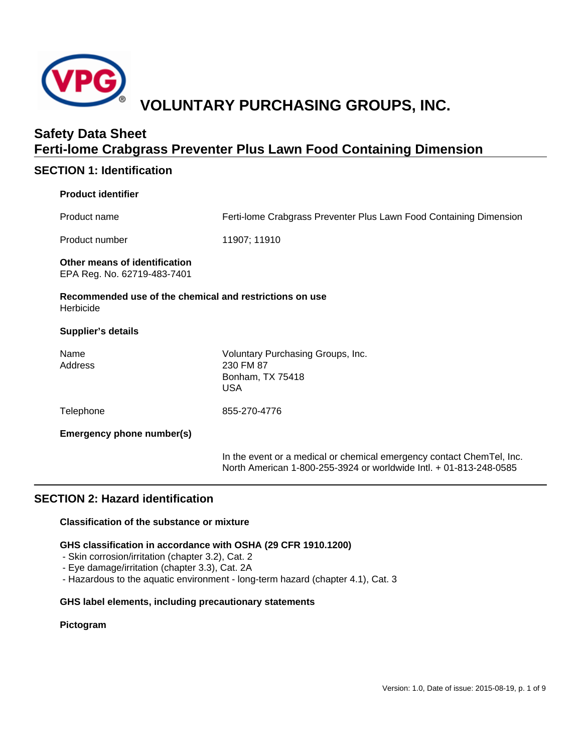# VOLUNTARY PURCHASING GROUPS, INC.

## Safety Data Sheet
## Ferti-lome Crabgrass Preventer Plus Lawn Food Containing Dimension

## SECTION 1: Identification

**Product identifier**

| | |
|---|---|
| Product name | Ferti-lome Crabgrass Preventer Plus Lawn Food Containing Dimension |
| Product number | 11907; 11910 |

**Other means of identification**
EPA Reg. No. 62719-483-7401

**Recommended use of the chemical and restrictions on use**
Herbicide

**Supplier's details**

| | |
|---|---|
| Name<br>Address | Voluntary Purchasing Groups, Inc.<br>230 FM 87<br>Bonham, TX 75418<br>USA |
| Telephone | 855-270-4776 |

**Emergency phone number(s)**

In the event or a medical or chemical emergency contact ChemTel, Inc. North American 1-800-255-3924 or worldwide Intl. + 01-813-248-0585

## SECTION 2: Hazard identification

**Classification of the substance or mixture**

**GHS classification in accordance with OSHA (29 CFR 1910.1200)**

- Skin corrosion/irritation (chapter 3.2), Cat. 2
- Eye damage/irritation (chapter 3.3), Cat. 2A
- Hazardous to the aquatic environment - long-term hazard (chapter 4.1), Cat. 3

**GHS label elements, including precautionary statements**

**Pictogram**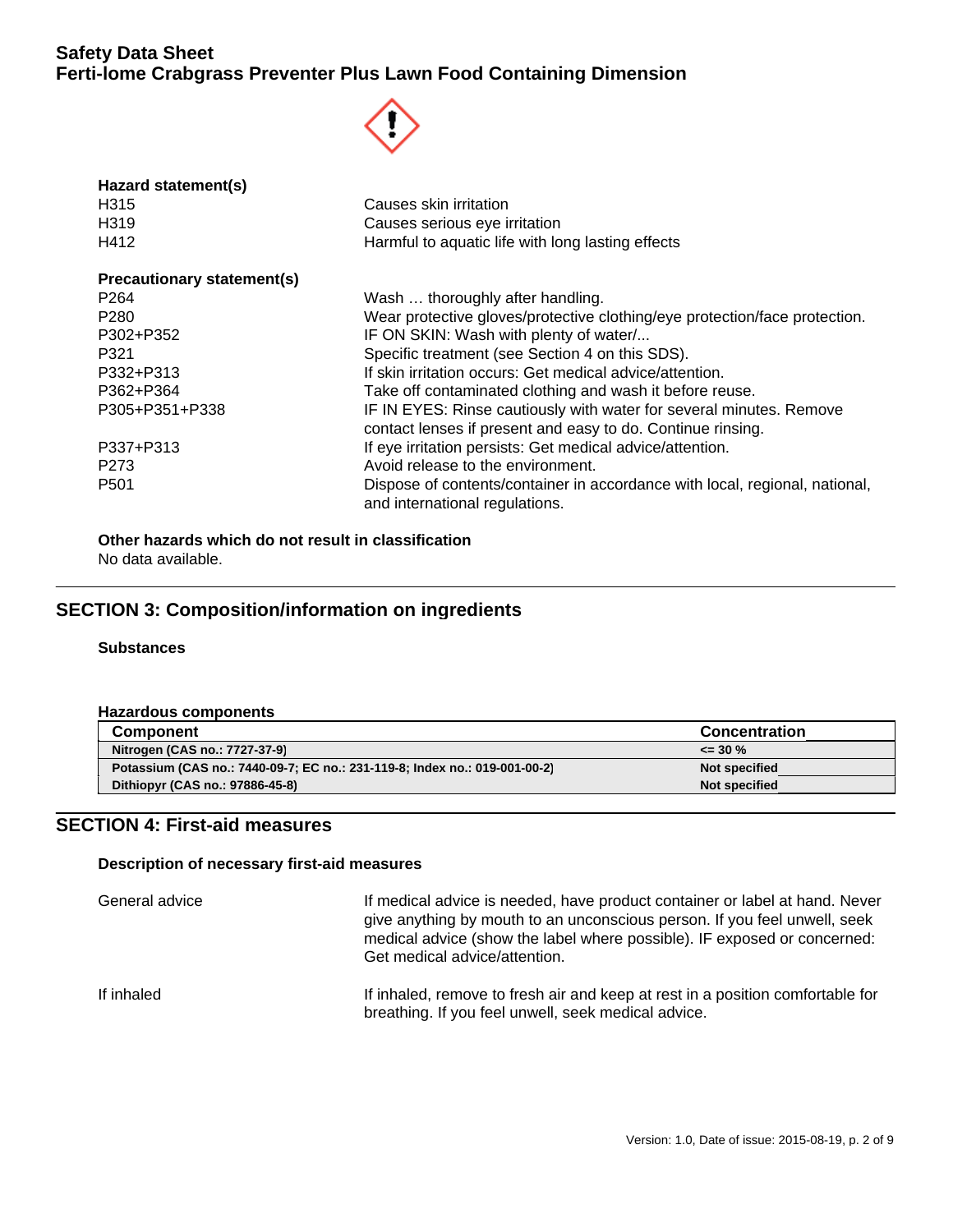**Hazard statement(s)**

| | |
|---|---|
| H315 | Causes skin irritation |
| H319 | Causes serious eye irritation |
| H412 | Harmful to aquatic life with long lasting effects |

**Precautionary statement(s)**

| | |
|---|---|
| P264 | Wash … thoroughly after handling. |
| P280 | Wear protective gloves/protective clothing/eye protection/face protection. |
| P302+P352 | IF ON SKIN: Wash with plenty of water/... |
| P321 | Specific treatment (see Section 4 on this SDS). |
| P332+P313 | If skin irritation occurs: Get medical advice/attention. |
| P362+P364 | Take off contaminated clothing and wash it before reuse. |
| P305+P351+P338 | IF IN EYES: Rinse cautiously with water for several minutes. Remove contact lenses if present and easy to do. Continue rinsing. |
| P337+P313 | If eye irritation persists: Get medical advice/attention. |
| P273 | Avoid release to the environment. |
| P501 | Dispose of contents/container in accordance with local, regional, national, and international regulations. |

**Other hazards which do not result in classification**

No data available.

## SECTION 3: Composition/information on ingredients

**Substances**

**Hazardous components**

| Component | Concentration |
|---|---|
| Nitrogen (CAS no.: 7727-37-9) | <= 30 % |
| Potassium (CAS no.: 7440-09-7; EC no.: 231-119-8; Index no.: 019-001-00-2) | Not specified |
| Dithiopyr (CAS no.: 97886-45-8) | Not specified |

## SECTION 4: First-aid measures

**Description of necessary first-aid measures**

| | |
|---|---|
| General advice | If medical advice is needed, have product container or label at hand. Never give anything by mouth to an unconscious person. If you feel unwell, seek medical advice (show the label where possible). IF exposed or concerned: Get medical advice/attention. |
| If inhaled | If inhaled, remove to fresh air and keep at rest in a position comfortable for breathing. If you feel unwell, seek medical advice. |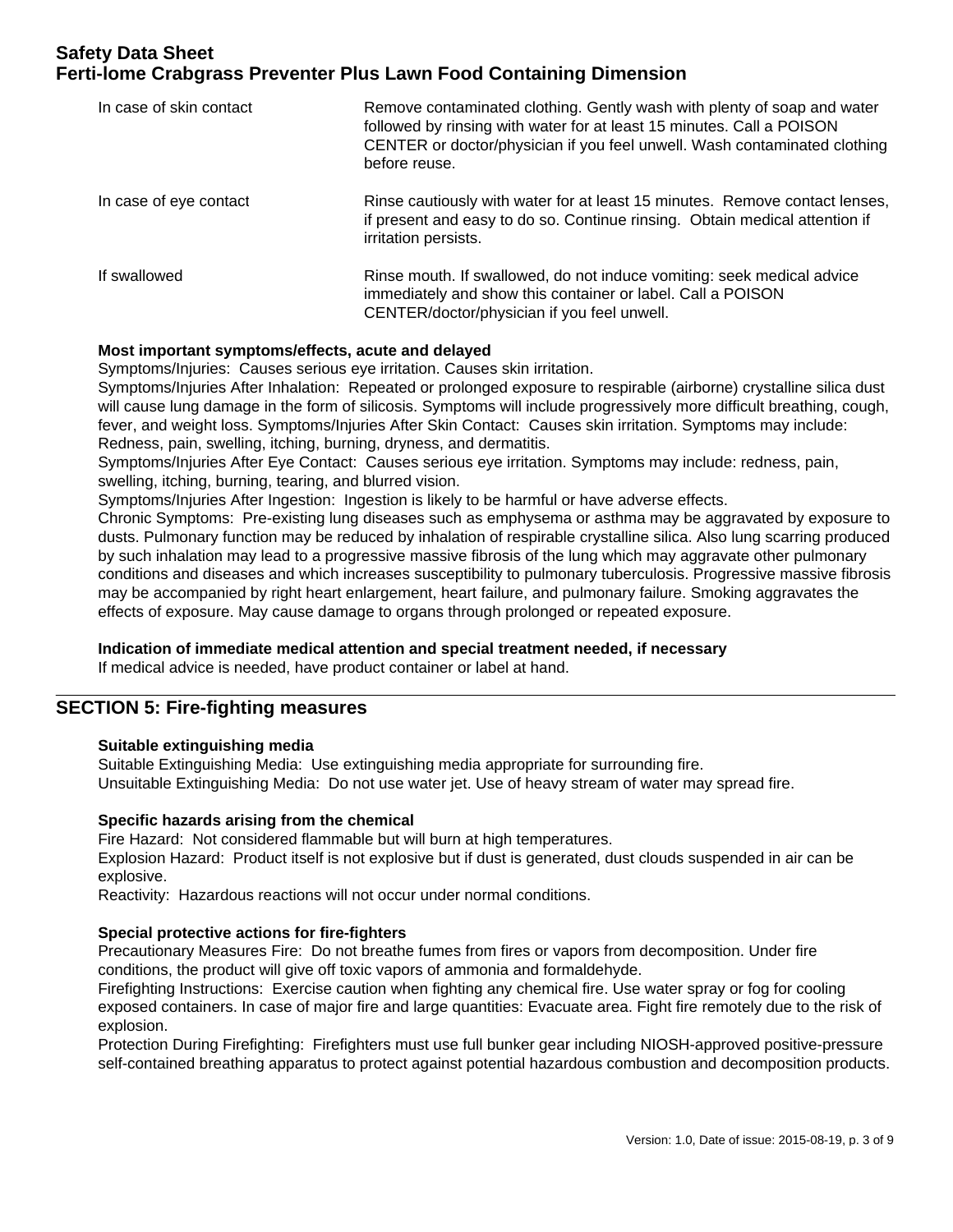| | |
|---|---|
| In case of skin contact | Remove contaminated clothing. Gently wash with plenty of soap and water followed by rinsing with water for at least 15 minutes. Call a POISON CENTER or doctor/physician if you feel unwell. Wash contaminated clothing before reuse. |
| In case of eye contact | Rinse cautiously with water for at least 15 minutes. Remove contact lenses, if present and easy to do so. Continue rinsing. Obtain medical attention if irritation persists. |
| If swallowed | Rinse mouth. If swallowed, do not induce vomiting: seek medical advice immediately and show this container or label. Call a POISON CENTER/doctor/physician if you feel unwell. |

**Most important symptoms/effects, acute and delayed**

Symptoms/Injuries: Causes serious eye irritation. Causes skin irritation.

Symptoms/Injuries After Inhalation: Repeated or prolonged exposure to respirable (airborne) crystalline silica dust will cause lung damage in the form of silicosis. Symptoms will include progressively more difficult breathing, cough, fever, and weight loss. Symptoms/Injuries After Skin Contact: Causes skin irritation. Symptoms may include: Redness, pain, swelling, itching, burning, dryness, and dermatitis.

Symptoms/Injuries After Eye Contact: Causes serious eye irritation. Symptoms may include: redness, pain, swelling, itching, burning, tearing, and blurred vision.

Symptoms/Injuries After Ingestion: Ingestion is likely to be harmful or have adverse effects.

Chronic Symptoms: Pre-existing lung diseases such as emphysema or asthma may be aggravated by exposure to dusts. Pulmonary function may be reduced by inhalation of respirable crystalline silica. Also lung scarring produced by such inhalation may lead to a progressive massive fibrosis of the lung which may aggravate other pulmonary conditions and diseases and which increases susceptibility to pulmonary tuberculosis. Progressive massive fibrosis may be accompanied by right heart enlargement, heart failure, and pulmonary failure. Smoking aggravates the effects of exposure. May cause damage to organs through prolonged or repeated exposure.

**Indication of immediate medical attention and special treatment needed, if necessary**

If medical advice is needed, have product container or label at hand.

## SECTION 5: Fire-fighting measures

**Suitable extinguishing media**

Suitable Extinguishing Media: Use extinguishing media appropriate for surrounding fire.
Unsuitable Extinguishing Media: Do not use water jet. Use of heavy stream of water may spread fire.

**Specific hazards arising from the chemical**

Fire Hazard: Not considered flammable but will burn at high temperatures.
Explosion Hazard: Product itself is not explosive but if dust is generated, dust clouds suspended in air can be explosive.
Reactivity: Hazardous reactions will not occur under normal conditions.

**Special protective actions for fire-fighters**

Precautionary Measures Fire: Do not breathe fumes from fires or vapors from decomposition. Under fire conditions, the product will give off toxic vapors of ammonia and formaldehyde.
Firefighting Instructions: Exercise caution when fighting any chemical fire. Use water spray or fog for cooling exposed containers. In case of major fire and large quantities: Evacuate area. Fight fire remotely due to the risk of explosion.
Protection During Firefighting: Firefighters must use full bunker gear including NIOSH-approved positive-pressure self-contained breathing apparatus to protect against potential hazardous combustion and decomposition products.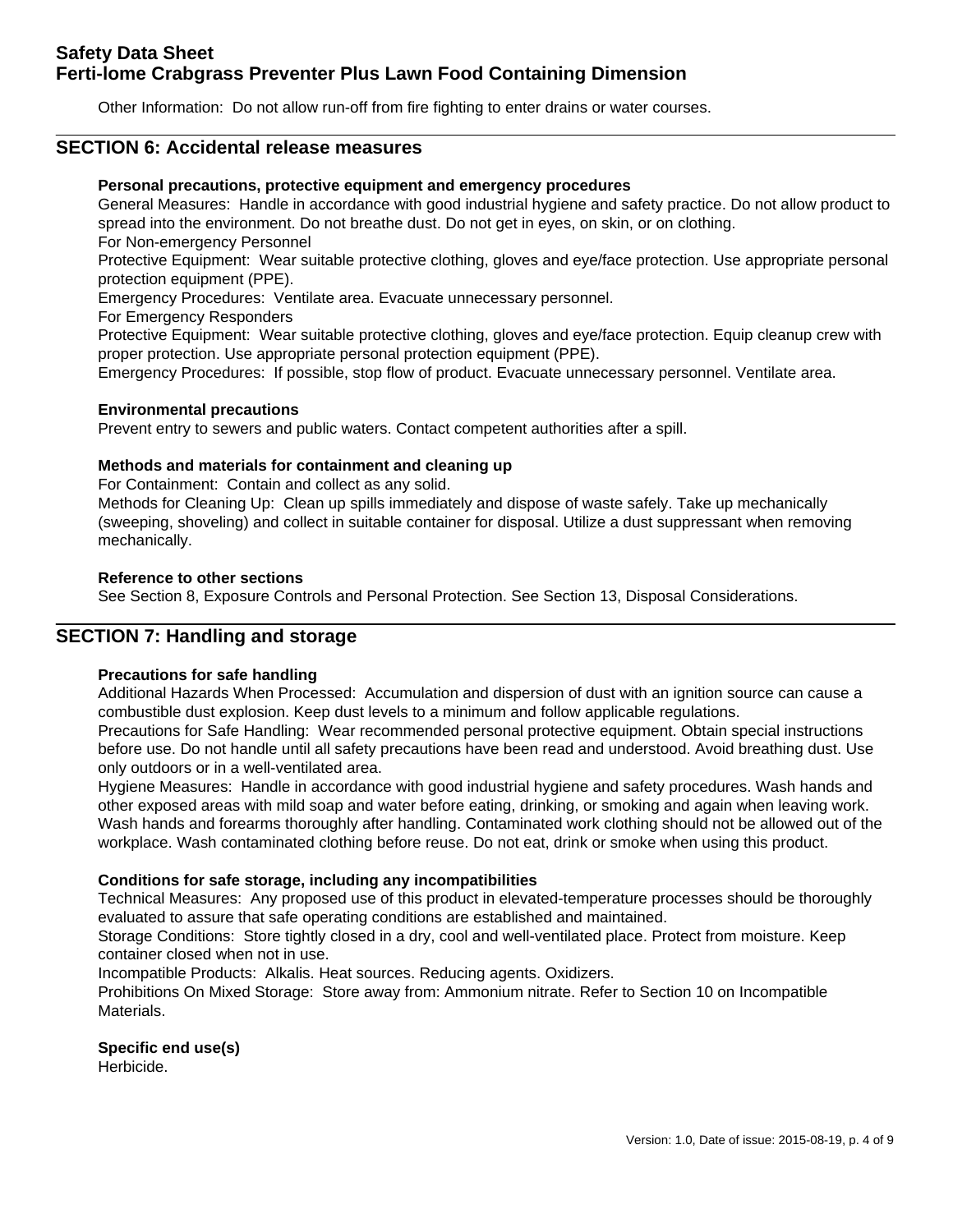Other Information: Do not allow run-off from fire fighting to enter drains or water courses.

## SECTION 6: Accidental release measures

**Personal precautions, protective equipment and emergency procedures**

General Measures: Handle in accordance with good industrial hygiene and safety practice. Do not allow product to spread into the environment. Do not breathe dust. Do not get in eyes, on skin, or on clothing.

For Non-emergency Personnel

Protective Equipment: Wear suitable protective clothing, gloves and eye/face protection. Use appropriate personal protection equipment (PPE).

Emergency Procedures: Ventilate area. Evacuate unnecessary personnel.

For Emergency Responders

Protective Equipment: Wear suitable protective clothing, gloves and eye/face protection. Equip cleanup crew with proper protection. Use appropriate personal protection equipment (PPE).

Emergency Procedures: If possible, stop flow of product. Evacuate unnecessary personnel. Ventilate area.

**Environmental precautions**

Prevent entry to sewers and public waters. Contact competent authorities after a spill.

**Methods and materials for containment and cleaning up**

For Containment: Contain and collect as any solid.

Methods for Cleaning Up: Clean up spills immediately and dispose of waste safely. Take up mechanically (sweeping, shoveling) and collect in suitable container for disposal. Utilize a dust suppressant when removing mechanically.

**Reference to other sections**

See Section 8, Exposure Controls and Personal Protection. See Section 13, Disposal Considerations.

## SECTION 7: Handling and storage

**Precautions for safe handling**

Additional Hazards When Processed: Accumulation and dispersion of dust with an ignition source can cause a combustible dust explosion. Keep dust levels to a minimum and follow applicable regulations.

Precautions for Safe Handling: Wear recommended personal protective equipment. Obtain special instructions before use. Do not handle until all safety precautions have been read and understood. Avoid breathing dust. Use only outdoors or in a well-ventilated area.

Hygiene Measures: Handle in accordance with good industrial hygiene and safety procedures. Wash hands and other exposed areas with mild soap and water before eating, drinking, or smoking and again when leaving work. Wash hands and forearms thoroughly after handling. Contaminated work clothing should not be allowed out of the workplace. Wash contaminated clothing before reuse. Do not eat, drink or smoke when using this product.

**Conditions for safe storage, including any incompatibilities**

Technical Measures: Any proposed use of this product in elevated-temperature processes should be thoroughly evaluated to assure that safe operating conditions are established and maintained.

Storage Conditions: Store tightly closed in a dry, cool and well-ventilated place. Protect from moisture. Keep container closed when not in use.

Incompatible Products: Alkalis. Heat sources. Reducing agents. Oxidizers.

Prohibitions On Mixed Storage: Store away from: Ammonium nitrate. Refer to Section 10 on Incompatible Materials.

**Specific end use(s)**

Herbicide.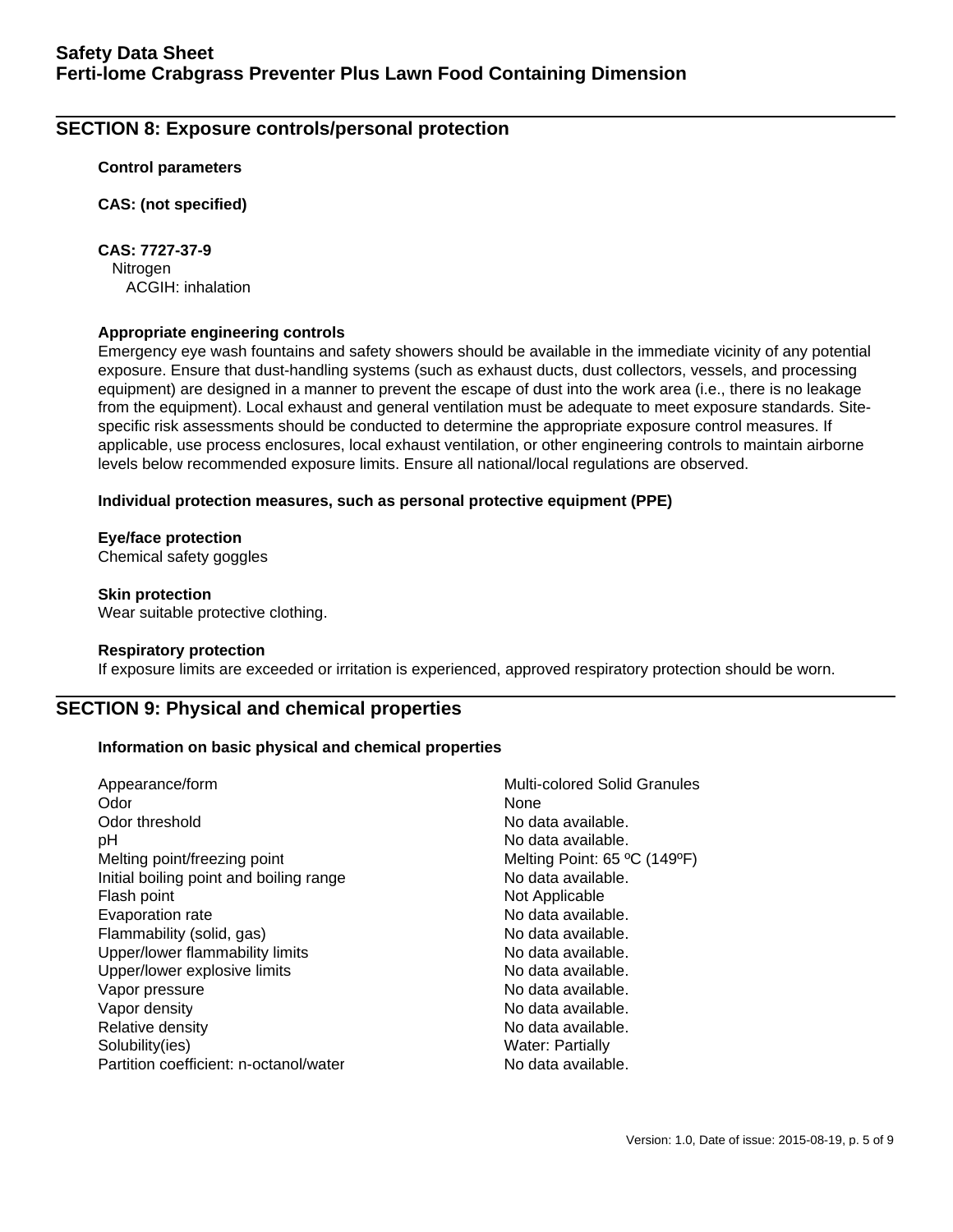## SECTION 8: Exposure controls/personal protection

**Control parameters**

**CAS: (not specified)**

**CAS: 7727-37-9**
Nitrogen
ACGIH: inhalation

**Appropriate engineering controls**
Emergency eye wash fountains and safety showers should be available in the immediate vicinity of any potential exposure. Ensure that dust-handling systems (such as exhaust ducts, dust collectors, vessels, and processing equipment) are designed in a manner to prevent the escape of dust into the work area (i.e., there is no leakage from the equipment). Local exhaust and general ventilation must be adequate to meet exposure standards. Site-specific risk assessments should be conducted to determine the appropriate exposure control measures. If applicable, use process enclosures, local exhaust ventilation, or other engineering controls to maintain airborne levels below recommended exposure limits. Ensure all national/local regulations are observed.

**Individual protection measures, such as personal protective equipment (PPE)**

**Eye/face protection**
Chemical safety goggles

**Skin protection**
Wear suitable protective clothing.

**Respiratory protection**
If exposure limits are exceeded or irritation is experienced, approved respiratory protection should be worn.

## SECTION 9: Physical and chemical properties

**Information on basic physical and chemical properties**

| | |
|---|---|
| Appearance/form | Multi-colored Solid Granules |
| Odor | None |
| Odor threshold | No data available. |
| pH | No data available. |
| Melting point/freezing point | Melting Point: 65 ºC (149ºF) |
| Initial boiling point and boiling range | No data available. |
| Flash point | Not Applicable |
| Evaporation rate | No data available. |
| Flammability (solid, gas) | No data available. |
| Upper/lower flammability limits | No data available. |
| Upper/lower explosive limits | No data available. |
| Vapor pressure | No data available. |
| Vapor density | No data available. |
| Relative density | No data available. |
| Solubility(ies) | Water: Partially |
| Partition coefficient: n-octanol/water | No data available. |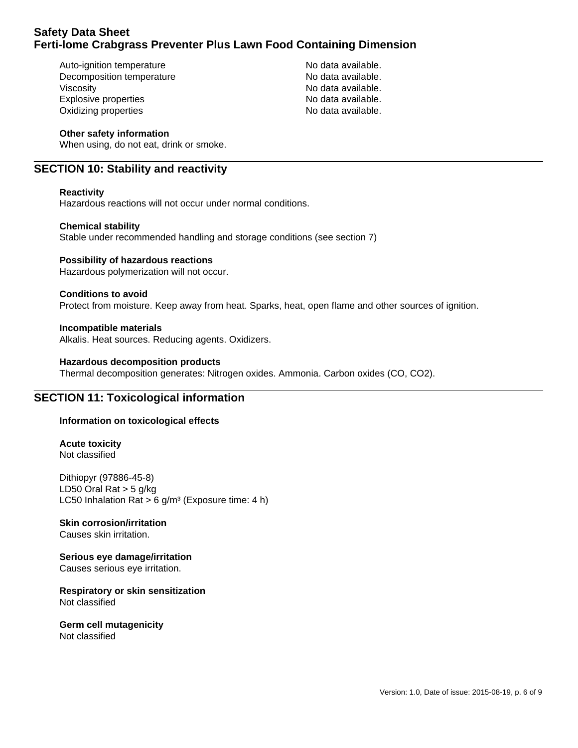| | |
|---|---|
| Auto-ignition temperature | No data available. |
| Decomposition temperature | No data available. |
| Viscosity | No data available. |
| Explosive properties | No data available. |
| Oxidizing properties | No data available. |

**Other safety information**

When using, do not eat, drink or smoke.

## SECTION 10: Stability and reactivity

**Reactivity**

Hazardous reactions will not occur under normal conditions.

**Chemical stability**

Stable under recommended handling and storage conditions (see section 7)

**Possibility of hazardous reactions**

Hazardous polymerization will not occur.

**Conditions to avoid**

Protect from moisture. Keep away from heat. Sparks, heat, open flame and other sources of ignition.

**Incompatible materials**

Alkalis. Heat sources. Reducing agents. Oxidizers.

**Hazardous decomposition products**

Thermal decomposition generates: Nitrogen oxides. Ammonia. Carbon oxides ($CO$, $CO_2$).

## SECTION 11: Toxicological information

**Information on toxicological effects**

**Acute toxicity**

Not classified

Dithiopyr (97886-45-8)
LD50 Oral Rat > 5 g/kg
LC50 Inhalation Rat > 6 g/m³ (Exposure time: 4 h)

**Skin corrosion/irritation**

Causes skin irritation.

**Serious eye damage/irritation**

Causes serious eye irritation.

**Respiratory or skin sensitization**

Not classified

**Germ cell mutagenicity**

Not classified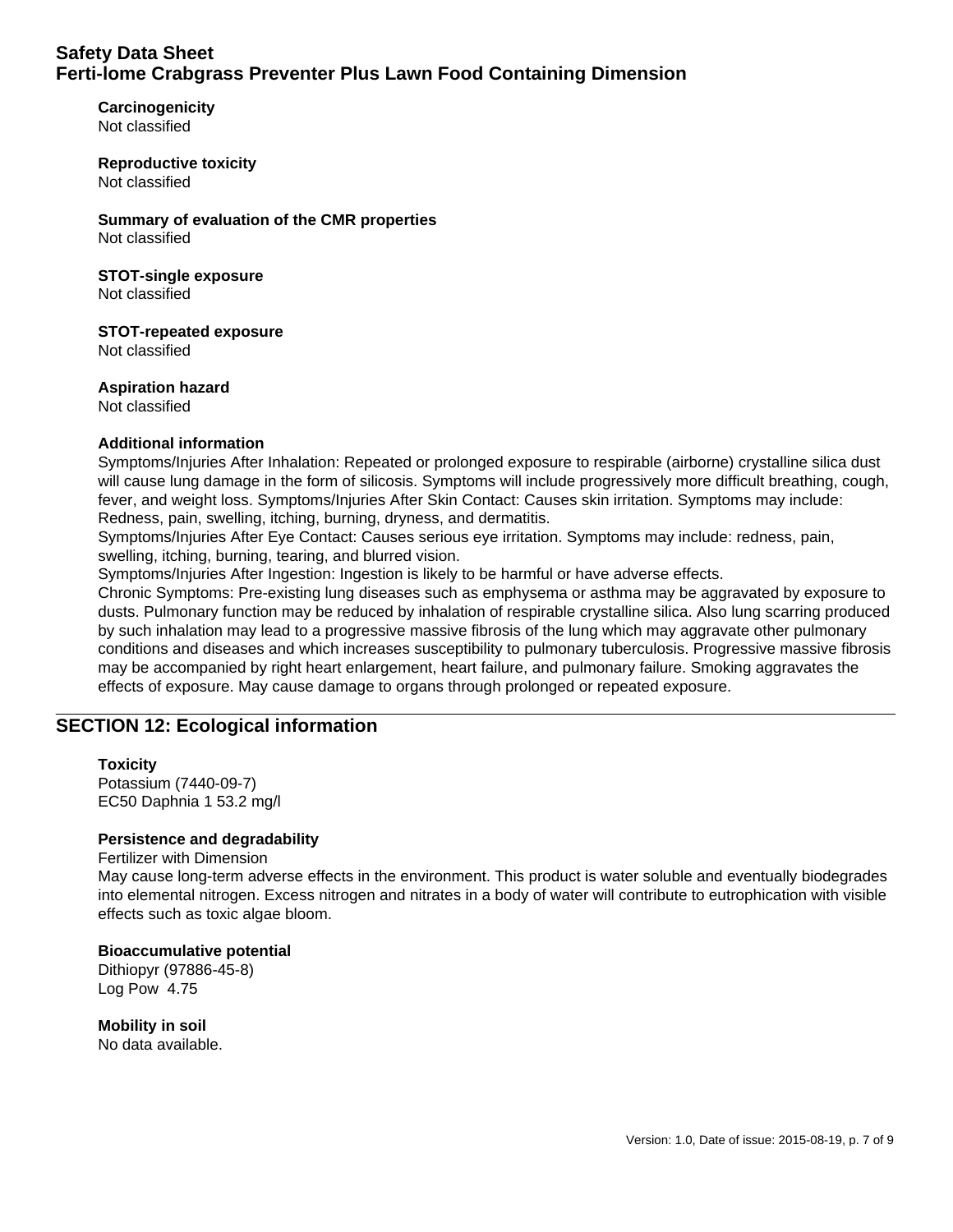**Carcinogenicity**
Not classified

**Reproductive toxicity**
Not classified

**Summary of evaluation of the CMR properties**
Not classified

**STOT-single exposure**
Not classified

**STOT-repeated exposure**
Not classified

**Aspiration hazard**
Not classified

**Additional information**
Symptoms/Injuries After Inhalation: Repeated or prolonged exposure to respirable (airborne) crystalline silica dust will cause lung damage in the form of silicosis. Symptoms will include progressively more difficult breathing, cough, fever, and weight loss. Symptoms/Injuries After Skin Contact: Causes skin irritation. Symptoms may include: Redness, pain, swelling, itching, burning, dryness, and dermatitis.
Symptoms/Injuries After Eye Contact: Causes serious eye irritation. Symptoms may include: redness, pain, swelling, itching, burning, tearing, and blurred vision.
Symptoms/Injuries After Ingestion: Ingestion is likely to be harmful or have adverse effects.
Chronic Symptoms: Pre-existing lung diseases such as emphysema or asthma may be aggravated by exposure to dusts. Pulmonary function may be reduced by inhalation of respirable crystalline silica. Also lung scarring produced by such inhalation may lead to a progressive massive fibrosis of the lung which may aggravate other pulmonary conditions and diseases and which increases susceptibility to pulmonary tuberculosis. Progressive massive fibrosis may be accompanied by right heart enlargement, heart failure, and pulmonary failure. Smoking aggravates the effects of exposure. May cause damage to organs through prolonged or repeated exposure.

## SECTION 12: Ecological information

**Toxicity**
Potassium (7440-09-7)
EC50 Daphnia 1 53.2 mg/l

**Persistence and degradability**
Fertilizer with Dimension
May cause long-term adverse effects in the environment. This product is water soluble and eventually biodegrades into elemental nitrogen. Excess nitrogen and nitrates in a body of water will contribute to eutrophication with visible effects such as toxic algae bloom.

**Bioaccumulative potential**
Dithiopyr (97886-45-8)
Log Pow 4.75

**Mobility in soil**
No data available.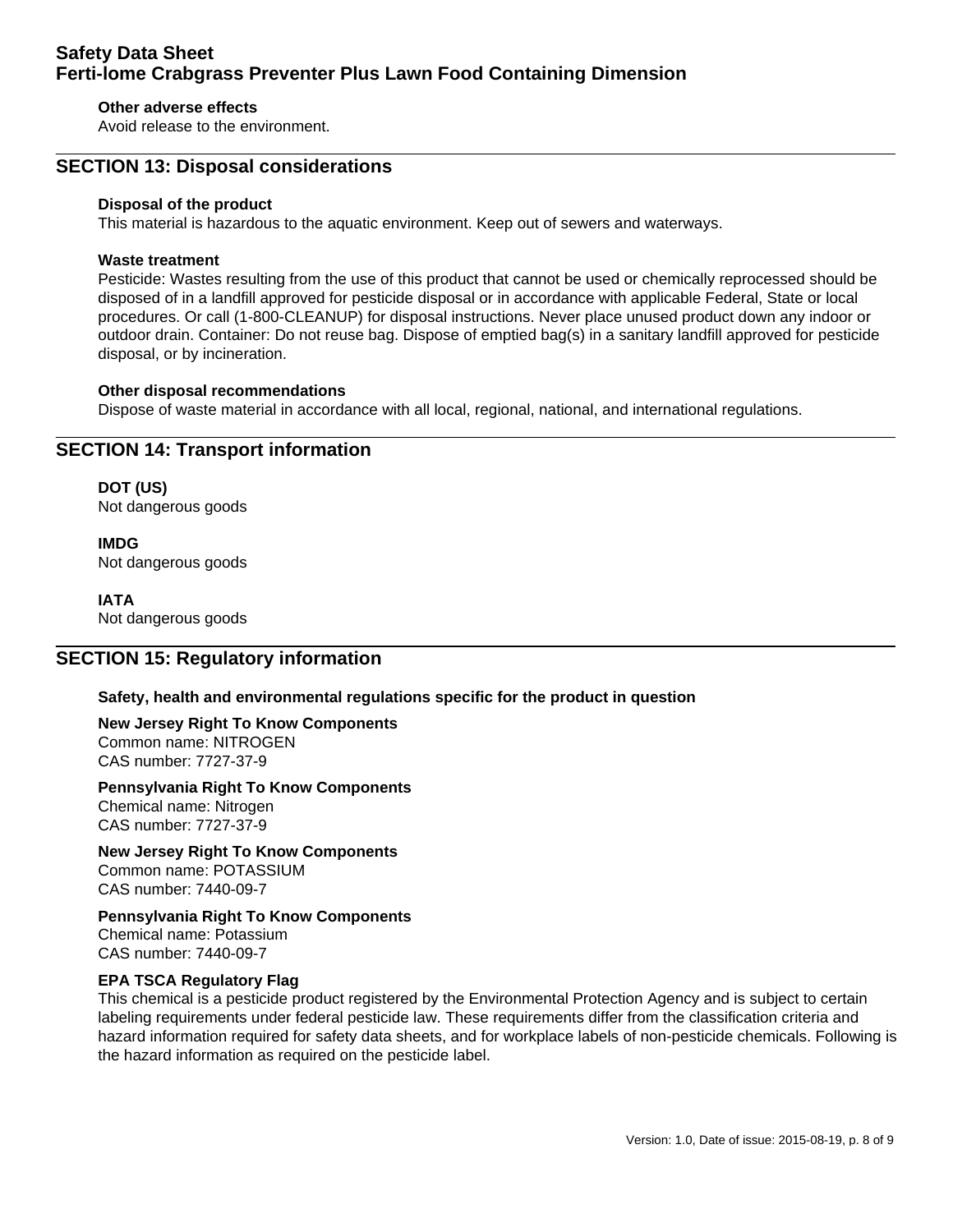#### Other adverse effects

Avoid release to the environment.

## SECTION 13: Disposal considerations

#### Disposal of the product

This material is hazardous to the aquatic environment. Keep out of sewers and waterways.

#### Waste treatment

Pesticide: Wastes resulting from the use of this product that cannot be used or chemically reprocessed should be disposed of in a landfill approved for pesticide disposal or in accordance with applicable Federal, State or local procedures. Or call (1-800-CLEANUP) for disposal instructions. Never place unused product down any indoor or outdoor drain. Container: Do not reuse bag. Dispose of emptied bag(s) in a sanitary landfill approved for pesticide disposal, or by incineration.

#### Other disposal recommendations

Dispose of waste material in accordance with all local, regional, national, and international regulations.

## SECTION 14: Transport information

**DOT (US)**
Not dangerous goods

**IMDG**
Not dangerous goods

**IATA**
Not dangerous goods

## SECTION 15: Regulatory information

#### Safety, health and environmental regulations specific for the product in question

**New Jersey Right To Know Components**
Common name: NITROGEN
CAS number: 7727-37-9

**Pennsylvania Right To Know Components**
Chemical name: Nitrogen
CAS number: 7727-37-9

**New Jersey Right To Know Components**
Common name: POTASSIUM
CAS number: 7440-09-7

**Pennsylvania Right To Know Components**
Chemical name: Potassium
CAS number: 7440-09-7

**EPA TSCA Regulatory Flag**
This chemical is a pesticide product registered by the Environmental Protection Agency and is subject to certain labeling requirements under federal pesticide law. These requirements differ from the classification criteria and hazard information required for safety data sheets, and for workplace labels of non-pesticide chemicals. Following is the hazard information as required on the pesticide label.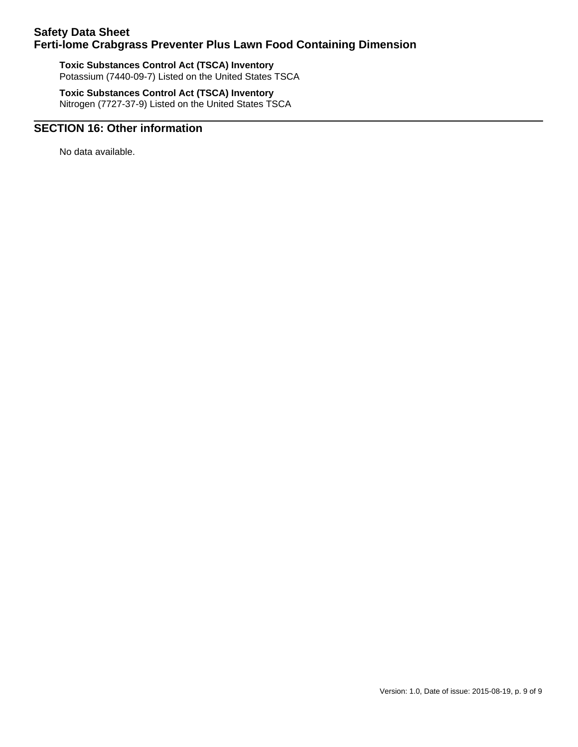**Toxic Substances Control Act (TSCA) Inventory**
Potassium (7440-09-7) Listed on the United States TSCA

**Toxic Substances Control Act (TSCA) Inventory**
Nitrogen (7727-37-9) Listed on the United States TSCA

## SECTION 16: Other information

No data available.